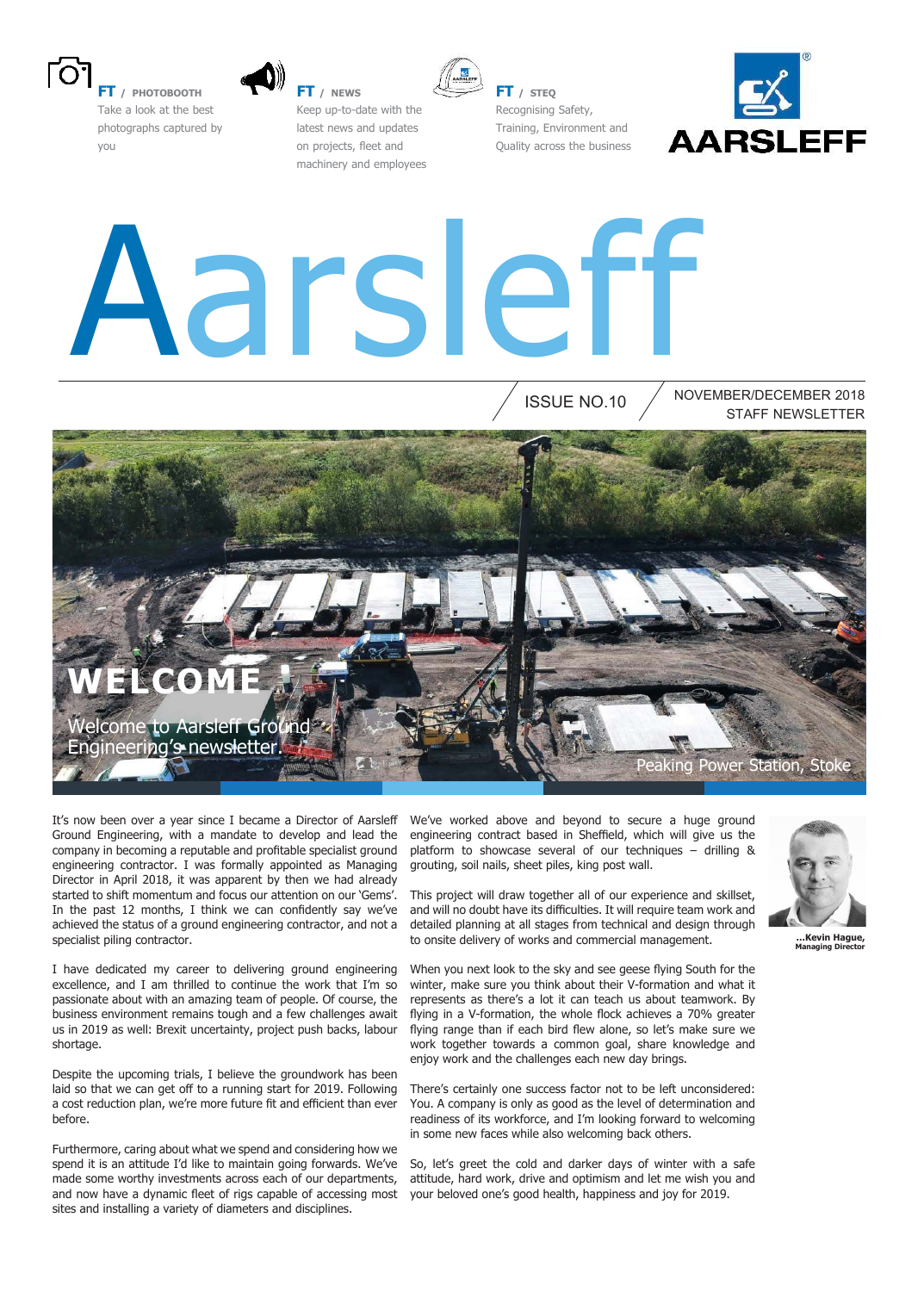**FT / PHOTOBOOTH**
Take a look at the best photographs captured by you

**FT / NEWS**
Keep up-to-date with the latest news and updates on projects, fleet and machinery and employees

**FT / STEQ**
Recognising Safety, Training, Environment and Quality across the business

AARSLEFF

# Aarsleff

ISSUE NO.10

NOVEMBER/DECEMBER 2018
STAFF NEWSLETTER

## WELCOME

Welcome to Aarsleff Ground Engineering's newsletter.

Peaking Power Station, Stoke

It's now been over a year since I became a Director of Aarsleff Ground Engineering, with a mandate to develop and lead the company in becoming a reputable and profitable specialist ground engineering contractor. I was formally appointed as Managing Director in April 2018, it was apparent by then we had already started to shift momentum and focus our attention on our 'Gems'. In the past 12 months, I think we can confidently say we've achieved the status of a ground engineering contractor, and not a specialist piling contractor.

I have dedicated my career to delivering ground engineering excellence, and I am thrilled to continue the work that I'm so passionate about with an amazing team of people. Of course, the business environment remains tough and a few challenges await us in 2019 as well: Brexit uncertainty, project push backs, labour shortage.

Despite the upcoming trials, I believe the groundwork has been laid so that we can get off to a running start for 2019. Following a cost reduction plan, we're more future fit and efficient than ever before.

Furthermore, caring about what we spend and considering how we spend it is an attitude I'd like to maintain going forwards. We've made some worthy investments across each of our departments, and now have a dynamic fleet of rigs capable of accessing most sites and installing a variety of diameters and disciplines.

We've worked above and beyond to secure a huge ground engineering contract based in Sheffield, which will give us the platform to showcase several of our techniques – drilling & grouting, soil nails, sheet piles, king post wall.

This project will draw together all of our experience and skillset, and will no doubt have its difficulties. It will require team work and detailed planning at all stages from technical and design through to onsite delivery of works and commercial management.

When you next look to the sky and see geese flying South for the winter, make sure you think about their V-formation and what it represents as there's a lot it can teach us about teamwork. By flying in a V-formation, the whole flock achieves a 70% greater flying range than if each bird flew alone, so let's make sure we work together towards a common goal, share knowledge and enjoy work and the challenges each new day brings.

There's certainly one success factor not to be left unconsidered: You. A company is only as good as the level of determination and readiness of its workforce, and I'm looking forward to welcoming in some new faces while also welcoming back others.

So, let's greet the cold and darker days of winter with a safe attitude, hard work, drive and optimism and let me wish you and your beloved one's good health, happiness and joy for 2019.

**...Kevin Hague, Managing Director**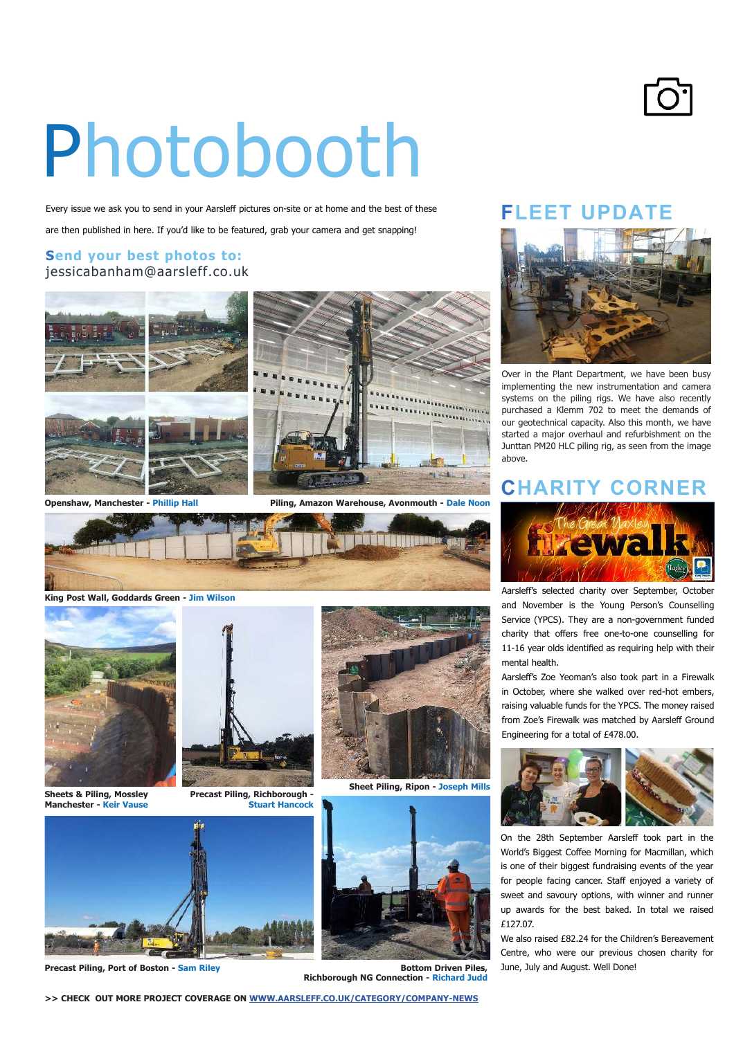# Photobooth

Every issue we ask you to send in your Aarsleff pictures on-site or at home and the best of these are then published in here. If you'd like to be featured, grab your camera and get snapping!

**Send your best photos to:**
jessicabanham@aarsleff.co.uk

**Openshaw, Manchester - Phillip Hall**

**Piling, Amazon Warehouse, Avonmouth - Dale Noon**

**King Post Wall, Goddards Green - Jim Wilson**

**Sheets & Piling, Mossley Manchester - Keir Vause**

**Precast Piling, Richborough - Stuart Hancock**

**Sheet Piling, Ripon - Joseph Mills**

**Precast Piling, Port of Boston - Sam Riley**

**Bottom Driven Piles, Richborough NG Connection - Richard Judd**

**>> CHECK OUT MORE PROJECT COVERAGE ON WWW.AARSLEFF.CO.UK/CATEGORY/COMPANY-NEWS**

## FLEET UPDATE

Over in the Plant Department, we have been busy implementing the new instrumentation and camera systems on the piling rigs. We have also recently purchased a Klemm 702 to meet the demands of our geotechnical capacity. Also this month, we have started a major overhaul and refurbishment on the Junttan PM20 HLC piling rig, as seen from the image above.

## CHARITY CORNER

Aarsleff's selected charity over September, October and November is the Young Person's Counselling Service (YPCS). They are a non-government funded charity that offers free one-to-one counselling for 11-16 year olds identified as requiring help with their mental health.

Aarsleff's Zoe Yeoman's also took part in a Firewalk in October, where she walked over red-hot embers, raising valuable funds for the YPCS. The money raised from Zoe's Firewalk was matched by Aarsleff Ground Engineering for a total of £478.00.

On the 28th September Aarsleff took part in the World's Biggest Coffee Morning for Macmillan, which is one of their biggest fundraising events of the year for people facing cancer. Staff enjoyed a variety of sweet and savoury options, with winner and runner up awards for the best baked. In total we raised £127.07.

We also raised £82.24 for the Children's Bereavement Centre, who were our previous chosen charity for June, July and August. Well Done!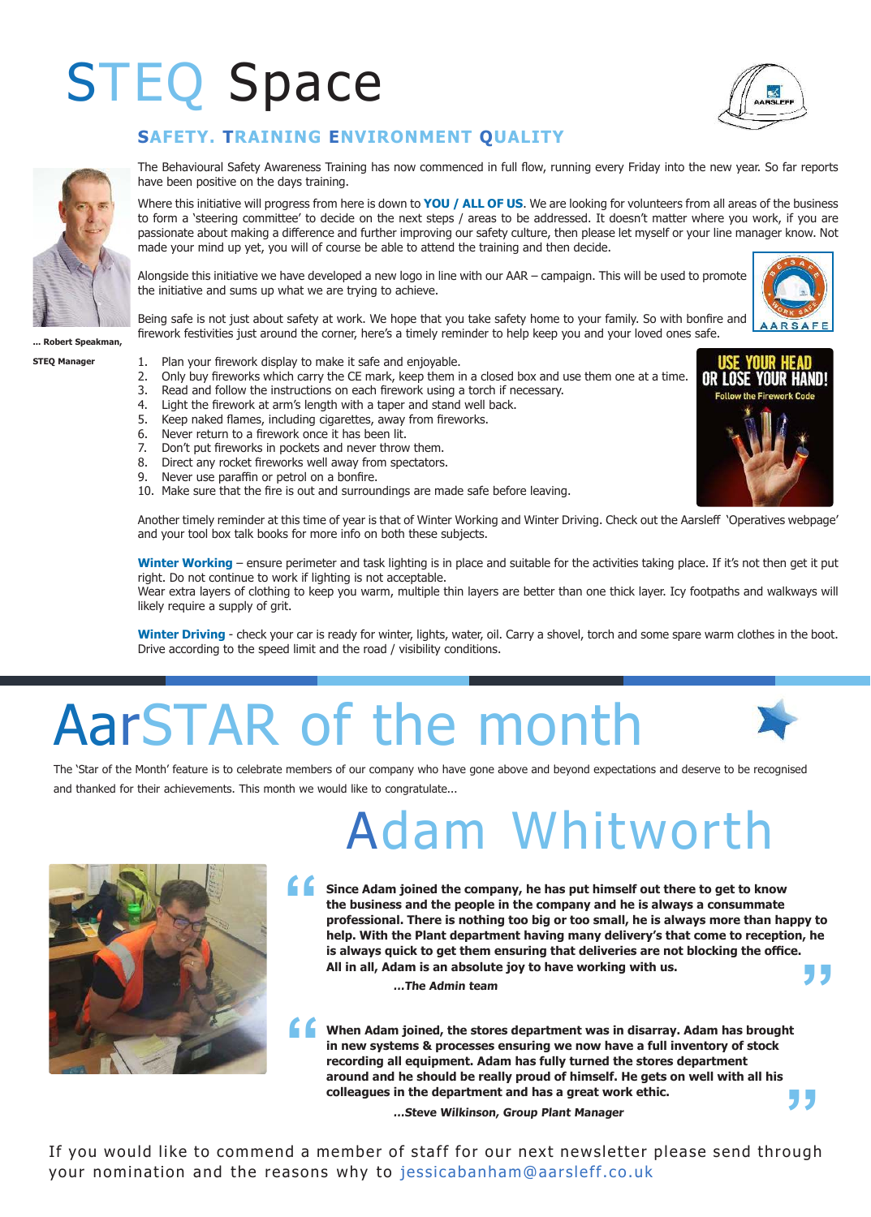# STEQ Space

## SAFETY. TRAINING ENVIRONMENT QUALITY

The Behavioural Safety Awareness Training has now commenced in full flow, running every Friday into the new year. So far reports have been positive on the days training.

Where this initiative will progress from here is down to **YOU / ALL OF US**. We are looking for volunteers from all areas of the business to form a 'steering committee' to decide on the next steps / areas to be addressed. It doesn't matter where you work, if you are passionate about making a difference and further improving our safety culture, then please let myself or your line manager know. Not made your mind up yet, you will of course be able to attend the training and then decide.

Alongside this initiative we have developed a new logo in line with our AAR – campaign. This will be used to promote the initiative and sums up what we are trying to achieve.

Being safe is not just about safety at work. We hope that you take safety home to your family. So with bonfire and firework festivities just around the corner, here's a timely reminder to help keep you and your loved ones safe.

**... Robert Speakman,**

**STEQ Manager**

1. Plan your firework display to make it safe and enjoyable.
2. Only buy fireworks which carry the CE mark, keep them in a closed box and use them one at a time.
3. Read and follow the instructions on each firework using a torch if necessary.
4. Light the firework at arm's length with a taper and stand well back.
5. Keep naked flames, including cigarettes, away from fireworks.
6. Never return to a firework once it has been lit.
7. Don't put fireworks in pockets and never throw them.
8. Direct any rocket fireworks well away from spectators.
9. Never use paraffin or petrol on a bonfire.
10. Make sure that the fire is out and surroundings are made safe before leaving.

Another timely reminder at this time of year is that of Winter Working and Winter Driving. Check out the Aarsleff 'Operatives webpage' and your tool box talk books for more info on both these subjects.

**Winter Working** – ensure perimeter and task lighting is in place and suitable for the activities taking place. If it's not then get it put right. Do not continue to work if lighting is not acceptable.
Wear extra layers of clothing to keep you warm, multiple thin layers are better than one thick layer. Icy footpaths and walkways will likely require a supply of grit.

**Winter Driving** - check your car is ready for winter, lights, water, oil. Carry a shovel, torch and some spare warm clothes in the boot. Drive according to the speed limit and the road / visibility conditions.

# AarSTAR of the month

The 'Star of the Month' feature is to celebrate members of our company who have gone above and beyond expectations and deserve to be recognised and thanked for their achievements. This month we would like to congratulate...

## Adam Whitworth

> **Since Adam joined the company, he has put himself out there to get to know the business and the people in the company and he is always a consummate professional. There is nothing too big or too small, he is always more than happy to help. With the Plant department having many delivery's that come to reception, he is always quick to get them ensuring that deliveries are not blocking the office. All in all, Adam is an absolute joy to have working with us.**
>
> ***...The Admin team***

> **When Adam joined, the stores department was in disarray. Adam has brought in new systems & processes ensuring we now have a full inventory of stock recording all equipment. Adam has fully turned the stores department around and he should be really proud of himself. He gets on well with all his colleagues in the department and has a great work ethic.**
>
> ***...Steve Wilkinson, Group Plant Manager***

If you would like to commend a member of staff for our next newsletter please send through your nomination and the reasons why to jessicabanham@aarsleff.co.uk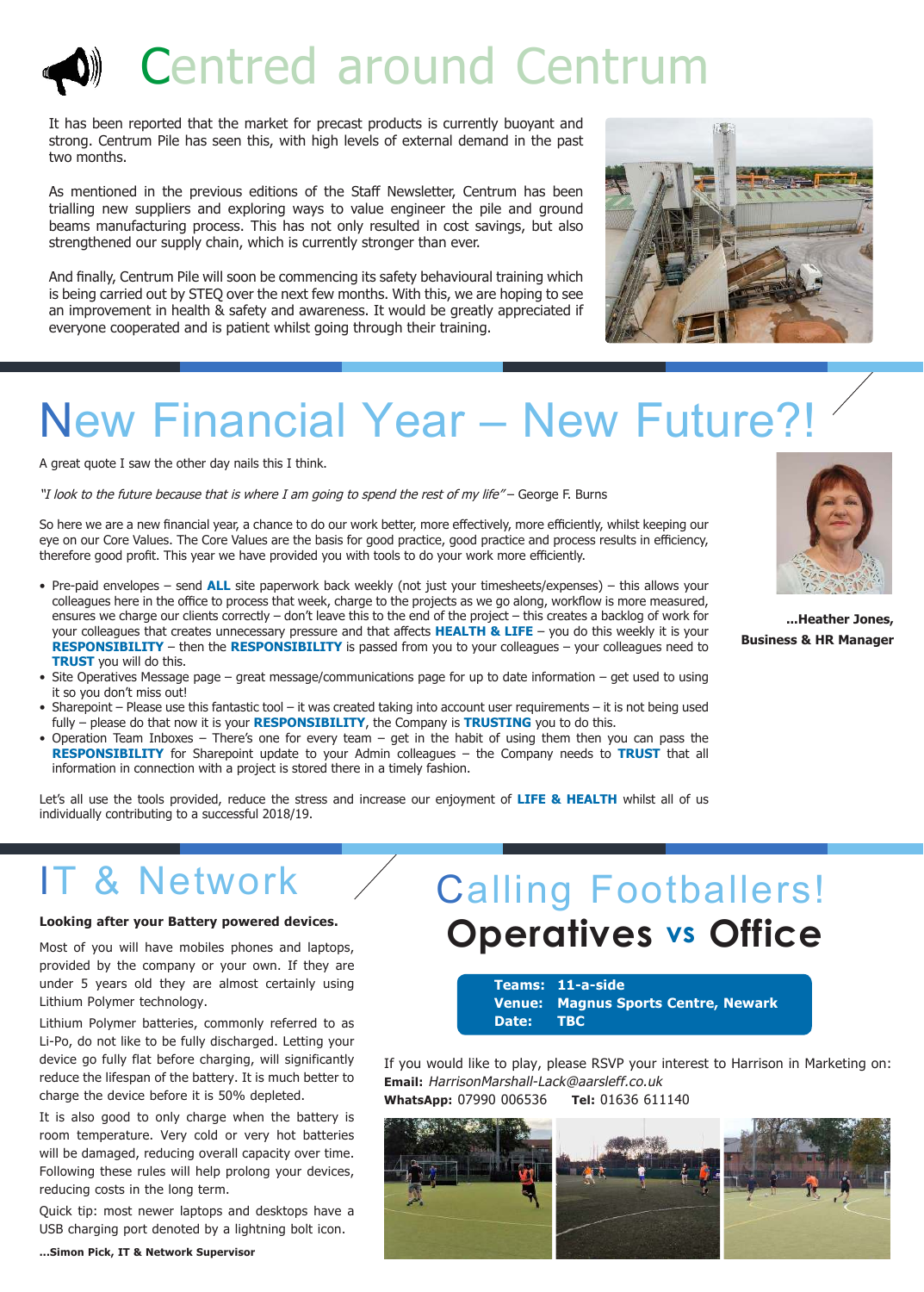# Centred around Centrum

It has been reported that the market for precast products is currently buoyant and strong. Centrum Pile has seen this, with high levels of external demand in the past two months.

As mentioned in the previous editions of the Staff Newsletter, Centrum has been trialling new suppliers and exploring ways to value engineer the pile and ground beams manufacturing process. This has not only resulted in cost savings, but also strengthened our supply chain, which is currently stronger than ever.

And finally, Centrum Pile will soon be commencing its safety behavioural training which is being carried out by STEQ over the next few months. With this, we are hoping to see an improvement in health & safety and awareness. It would be greatly appreciated if everyone cooperated and is patient whilst going through their training.

# New Financial Year – New Future?!

A great quote I saw the other day nails this I think.

*"I look to the future because that is where I am going to spend the rest of my life"* – George F. Burns

So here we are a new financial year, a chance to do our work better, more effectively, more efficiently, whilst keeping our eye on our Core Values. The Core Values are the basis for good practice, good practice and process results in efficiency, therefore good profit. This year we have provided you with tools to do your work more efficiently.

- Pre-paid envelopes – send **ALL** site paperwork back weekly (not just your timesheets/expenses) – this allows your colleagues here in the office to process that week, charge to the projects as we go along, workflow is more measured, ensures we charge our clients correctly – don't leave this to the end of the project – this creates a backlog of work for your colleagues that creates unnecessary pressure and that affects **HEALTH & LIFE** – you do this weekly it is your **RESPONSIBILITY** – then the **RESPONSIBILITY** is passed from you to your colleagues – your colleagues need to **TRUST** you will do this.
- Site Operatives Message page – great message/communications page for up to date information – get used to using it so you don't miss out!
- Sharepoint – Please use this fantastic tool – it was created taking into account user requirements – it is not being used fully – please do that now it is your **RESPONSIBILITY**, the Company is **TRUSTING** you to do this.
- Operation Team Inboxes – There's one for every team – get in the habit of using them then you can pass the **RESPONSIBILITY** for Sharepoint update to your Admin colleagues – the Company needs to **TRUST** that all information in connection with a project is stored there in a timely fashion.

Let's all use the tools provided, reduce the stress and increase our enjoyment of **LIFE & HEALTH** whilst all of us individually contributing to a successful 2018/19.

**...Heather Jones, Business & HR Manager**

# IT & Network

**Looking after your Battery powered devices.**

Most of you will have mobiles phones and laptops, provided by the company or your own. If they are under 5 years old they are almost certainly using Lithium Polymer technology.

Lithium Polymer batteries, commonly referred to as Li-Po, do not like to be fully discharged. Letting your device go fully flat before charging, will significantly reduce the lifespan of the battery. It is much better to charge the device before it is 50% depleted.

It is also good to only charge when the battery is room temperature. Very cold or very hot batteries will be damaged, reducing overall capacity over time. Following these rules will help prolong your devices, reducing costs in the long term.

Quick tip: most newer laptops and desktops have a USB charging port denoted by a lightning bolt icon.

**...Simon Pick, IT & Network Supervisor**

# Calling Footballers!

## Operatives vs Office

**Teams:** 11-a-side
**Venue:** Magnus Sports Centre, Newark
**Date:** TBC

If you would like to play, please RSVP your interest to Harrison in Marketing on:
**Email:** *HarrisonMarshall-Lack@aarsleff.co.uk*
**WhatsApp:** 07990 006536 **Tel:** 01636 611140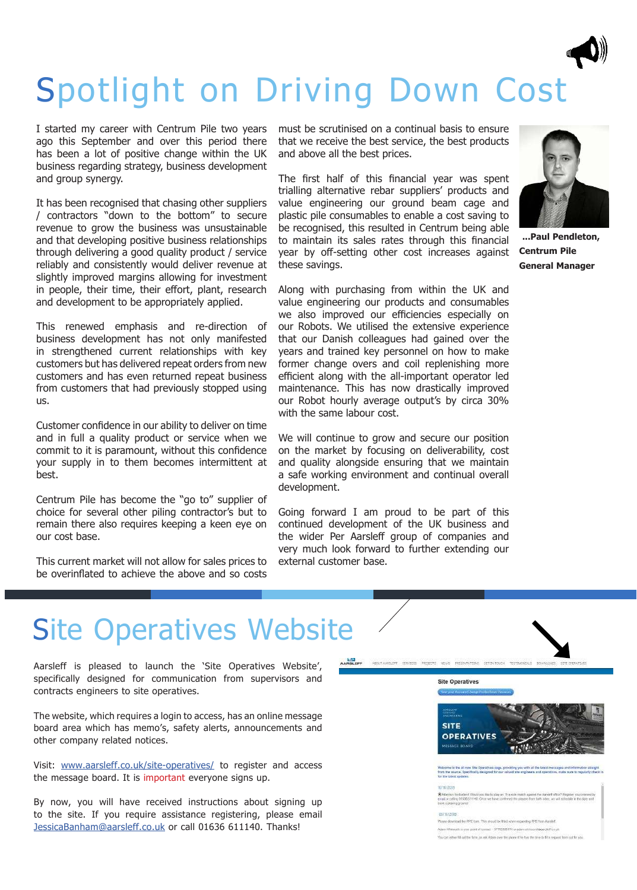# Spotlight on Driving Down Cost

I started my career with Centrum Pile two years ago this September and over this period there has been a lot of positive change within the UK business regarding strategy, business development and group synergy.

It has been recognised that chasing other suppliers / contractors "down to the bottom" to secure revenue to grow the business was unsustainable and that developing positive business relationships through delivering a good quality product / service reliably and consistently would deliver revenue at slightly improved margins allowing for investment in people, their time, their effort, plant, research and development to be appropriately applied.

This renewed emphasis and re-direction of business development has not only manifested in strengthened current relationships with key customers but has delivered repeat orders from new customers and has even returned repeat business from customers that had previously stopped using us.

Customer confidence in our ability to deliver on time and in full a quality product or service when we commit to it is paramount, without this confidence your supply in to them becomes intermittent at best.

Centrum Pile has become the "go to" supplier of choice for several other piling contractor's but to remain there also requires keeping a keen eye on our cost base.

This current market will not allow for sales prices to be overinflated to achieve the above and so costs must be scrutinised on a continual basis to ensure that we receive the best service, the best products and above all the best prices.

The first half of this financial year was spent trialling alternative rebar suppliers' products and value engineering our ground beam cage and plastic pile consumables to enable a cost saving to be recognised, this resulted in Centrum being able to maintain its sales rates through this financial year by off-setting other cost increases against these savings.

Along with purchasing from within the UK and value engineering our products and consumables we also improved our efficiencies especially on our Robots. We utilised the extensive experience that our Danish colleagues had gained over the years and trained key personnel on how to make former change overs and coil replenishing more efficient along with the all-important operator led maintenance. This has now drastically improved our Robot hourly average output's by circa 30% with the same labour cost.

We will continue to grow and secure our position on the market by focusing on deliverability, cost and quality alongside ensuring that we maintain a safe working environment and continual overall development.

Going forward I am proud to be part of this continued development of the UK business and the wider Per Aarsleff group of companies and very much look forward to further extending our external customer base.

**...Paul Pendleton, Centrum Pile General Manager**

# Site Operatives Website

Aarsleff is pleased to launch the 'Site Operatives Website', specifically designed for communication from supervisors and contracts engineers to site operatives.

The website, which requires a login to access, has an online message board area which has memo's, safety alerts, announcements and other company related notices.

Visit: www.aarsleff.co.uk/site-operatives/ to register and access the message board. It is important everyone signs up.

By now, you will have received instructions about signing up to the site. If you require assistance registering, please email JessicaBanham@aarsleff.co.uk or call 01636 611140. Thanks!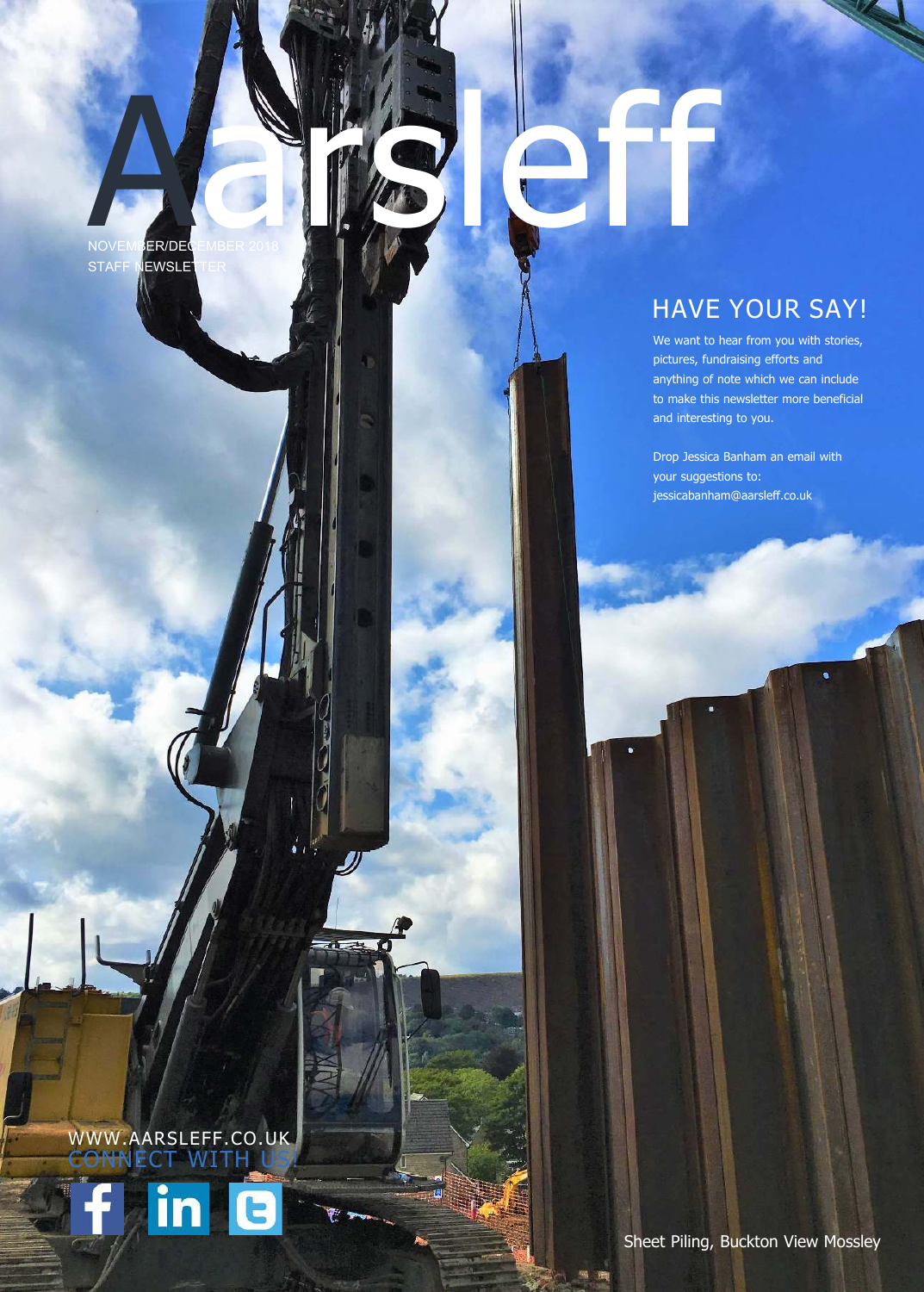# Aarsleff

NOVEMBER/DECEMBER 2018
STAFF NEWSLETTER

## HAVE YOUR SAY!

We want to hear from you with stories, pictures, fundraising efforts and anything of note which we can include to make this newsletter more beneficial and interesting to you.

Drop Jessica Banham an email with your suggestions to: jessicabanham@aarsleff.co.uk

WWW.AARSLEFF.CO.UK
CONNECT WITH US!

Sheet Piling, Buckton View Mossley